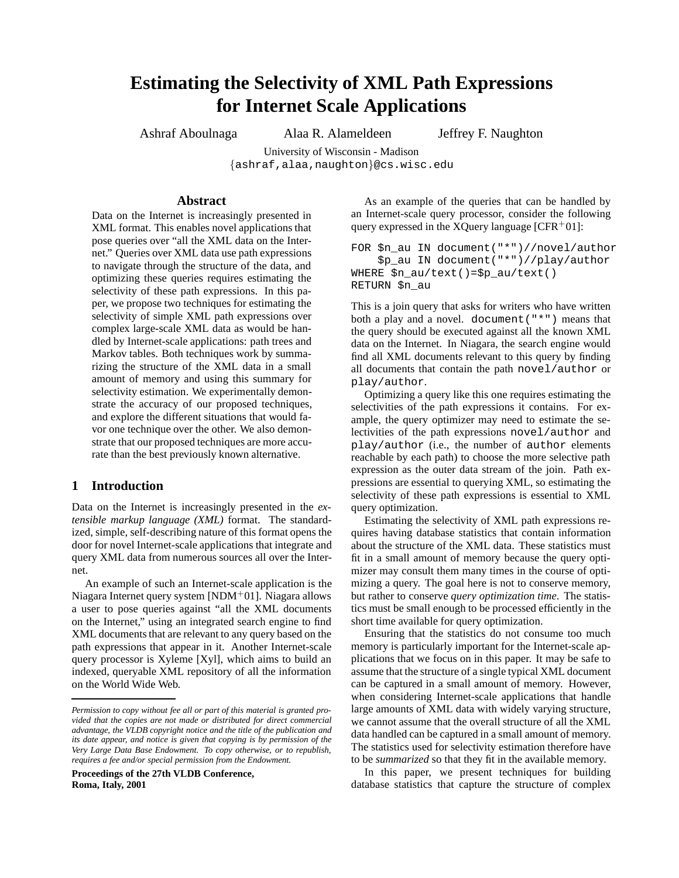# Estimating the Selectivity of XML Path Expressions for Internet Scale Applications

Ashraf Aboulnaga    Alaa R. Alameldeen    Jeffrey F. Naughton

University of Wisconsin - Madison
{ashraf,alaa,naughton}@cs.wisc.edu

## Abstract

Data on the Internet is increasingly presented in XML format. This enables novel applications that pose queries over "all the XML data on the Internet." Queries over XML data use path expressions to navigate through the structure of the data, and optimizing these queries requires estimating the selectivity of these path expressions. In this paper, we propose two techniques for estimating the selectivity of simple XML path expressions over complex large-scale XML data as would be handled by Internet-scale applications: path trees and Markov tables. Both techniques work by summarizing the structure of the XML data in a small amount of memory and using this summary for selectivity estimation. We experimentally demonstrate the accuracy of our proposed techniques, and explore the different situations that would favor one technique over the other. We also demonstrate that our proposed techniques are more accurate than the best previously known alternative.

## 1 Introduction

Data on the Internet is increasingly presented in the *extensible markup language (XML)* format. The standardized, simple, self-describing nature of this format opens the door for novel Internet-scale applications that integrate and query XML data from numerous sources all over the Internet.

An example of such an Internet-scale application is the Niagara Internet query system [NDM+01]. Niagara allows a user to pose queries against "all the XML documents on the Internet," using an integrated search engine to find XML documents that are relevant to any query based on the path expressions that appear in it. Another Internet-scale query processor is Xyleme [Xyl], which aims to build an indexed, queryable XML repository of all the information on the World Wide Web.

*Permission to copy without fee all or part of this material is granted provided that the copies are not made or distributed for direct commercial advantage, the VLDB copyright notice and the title of the publication and its date appear, and notice is given that copying is by permission of the Very Large Data Base Endowment. To copy otherwise, or to republish, requires a fee and/or special permission from the Endowment.*

**Proceedings of the 27th VLDB Conference, Roma, Italy, 2001**

As an example of the queries that can be handled by an Internet-scale query processor, consider the following query expressed in the XQuery language [CFR+01]:

```
FOR $n_au IN document("*")//novel/author
    $p_au IN document("*")//play/author
WHERE $n_au/text()=$p_au/text()
RETURN $n_au
```

This is a join query that asks for writers who have written both a play and a novel. `document("*")` means that the query should be executed against all the known XML data on the Internet. In Niagara, the search engine would find all XML documents relevant to this query by finding all documents that contain the path `novel/author` or `play/author`.

Optimizing a query like this one requires estimating the selectivities of the path expressions it contains. For example, the query optimizer may need to estimate the selectivities of the path expressions `novel/author` and `play/author` (i.e., the number of `author` elements reachable by each path) to choose the more selective path expression as the outer data stream of the join. Path expressions are essential to querying XML, so estimating the selectivity of these path expressions is essential to XML query optimization.

Estimating the selectivity of XML path expressions requires having database statistics that contain information about the structure of the XML data. These statistics must fit in a small amount of memory because the query optimizer may consult them many times in the course of optimizing a query. The goal here is not to conserve memory, but rather to conserve *query optimization time*. The statistics must be small enough to be processed efficiently in the short time available for query optimization.

Ensuring that the statistics do not consume too much memory is particularly important for the Internet-scale applications that we focus on in this paper. It may be safe to assume that the structure of a single typical XML document can be captured in a small amount of memory. However, when considering Internet-scale applications that handle large amounts of XML data with widely varying structure, we cannot assume that the overall structure of all the XML data handled can be captured in a small amount of memory. The statistics used for selectivity estimation therefore have to be *summarized* so that they fit in the available memory.

In this paper, we present techniques for building database statistics that capture the structure of complex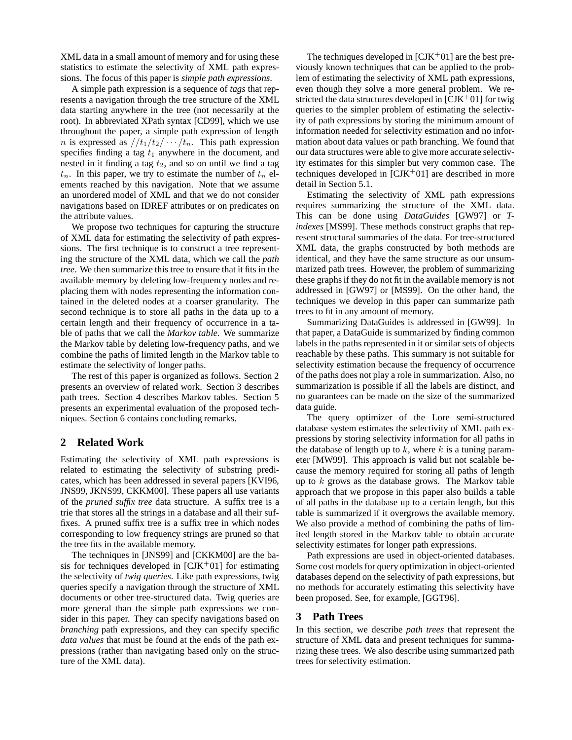XML data in a small amount of memory and for using these statistics to estimate the selectivity of XML path expressions. The focus of this paper is *simple path expressions*.

A simple path expression is a sequence of *tags* that represents a navigation through the tree structure of the XML data starting anywhere in the tree (not necessarily at the root). In abbreviated XPath syntax [CD99], which we use throughout the paper, a simple path expression of length $n$ is expressed as $//t_1/t_2/\cdots/t_n$. This path expression specifies finding a tag $t_1$ anywhere in the document, and nested in it finding a tag $t_2$, and so on until we find a tag $t_n$. In this paper, we try to estimate the number of $t_n$ elements reached by this navigation. Note that we assume an unordered model of XML and that we do not consider navigations based on IDREF attributes or on predicates on the attribute values.

We propose two techniques for capturing the structure of XML data for estimating the selectivity of path expressions. The first technique is to construct a tree representing the structure of the XML data, which we call the *path tree*. We then summarize this tree to ensure that it fits in the available memory by deleting low-frequency nodes and replacing them with nodes representing the information contained in the deleted nodes at a coarser granularity. The second technique is to store all paths in the data up to a certain length and their frequency of occurrence in a table of paths that we call the *Markov table*. We summarize the Markov table by deleting low-frequency paths, and we combine the paths of limited length in the Markov table to estimate the selectivity of longer paths.

The rest of this paper is organized as follows. Section 2 presents an overview of related work. Section 3 describes path trees. Section 4 describes Markov tables. Section 5 presents an experimental evaluation of the proposed techniques. Section 6 contains concluding remarks.

## 2 Related Work

Estimating the selectivity of XML path expressions is related to estimating the selectivity of substring predicates, which has been addressed in several papers [KVI96, JNS99, JKNS99, CKKM00]. These papers all use variants of the *pruned suffix tree* data structure. A suffix tree is a trie that stores all the strings in a database and all their suffixes. A pruned suffix tree is a suffix tree in which nodes corresponding to low frequency strings are pruned so that the tree fits in the available memory.

The techniques in [JNS99] and [CKKM00] are the basis for techniques developed in [CJK+01] for estimating the selectivity of *twig queries*. Like path expressions, twig queries specify a navigation through the structure of XML documents or other tree-structured data. Twig queries are more general than the simple path expressions we consider in this paper. They can specify navigations based on *branching* path expressions, and they can specify specific *data values* that must be found at the ends of the path expressions (rather than navigating based only on the structure of the XML data).

The techniques developed in [CJK+01] are the best previously known techniques that can be applied to the problem of estimating the selectivity of XML path expressions, even though they solve a more general problem. We restricted the data structures developed in [CJK+01] for twig queries to the simpler problem of estimating the selectivity of path expressions by storing the minimum amount of information needed for selectivity estimation and no information about data values or path branching. We found that our data structures were able to give more accurate selectivity estimates for this simpler but very common case. The techniques developed in [CJK+01] are described in more detail in Section 5.1.

Estimating the selectivity of XML path expressions requires summarizing the structure of the XML data. This can be done using *DataGuides* [GW97] or *T-indexes* [MS99]. These methods construct graphs that represent structural summaries of the data. For tree-structured XML data, the graphs constructed by both methods are identical, and they have the same structure as our unsummarized path trees. However, the problem of summarizing these graphs if they do not fit in the available memory is not addressed in [GW97] or [MS99]. On the other hand, the techniques we develop in this paper can summarize path trees to fit in any amount of memory.

Summarizing DataGuides is addressed in [GW99]. In that paper, a DataGuide is summarized by finding common labels in the paths represented in it or similar sets of objects reachable by these paths. This summary is not suitable for selectivity estimation because the frequency of occurrence of the paths does not play a role in summarization. Also, no summarization is possible if all the labels are distinct, and no guarantees can be made on the size of the summarized data guide.

The query optimizer of the Lore semi-structured database system estimates the selectivity of XML path expressions by storing selectivity information for all paths in the database of length up to $k$, where $k$ is a tuning parameter [MW99]. This approach is valid but not scalable because the memory required for storing all paths of length up to $k$ grows as the database grows. The Markov table approach that we propose in this paper also builds a table of all paths in the database up to a certain length, but this table is summarized if it overgrows the available memory. We also provide a method of combining the paths of limited length stored in the Markov table to obtain accurate selectivity estimates for longer path expressions.

Path expressions are used in object-oriented databases. Some cost models for query optimization in object-oriented databases depend on the selectivity of path expressions, but no methods for accurately estimating this selectivity have been proposed. See, for example, [GGT96].

## 3 Path Trees

In this section, we describe *path trees* that represent the structure of XML data and present techniques for summarizing these trees. We also describe using summarized path trees for selectivity estimation.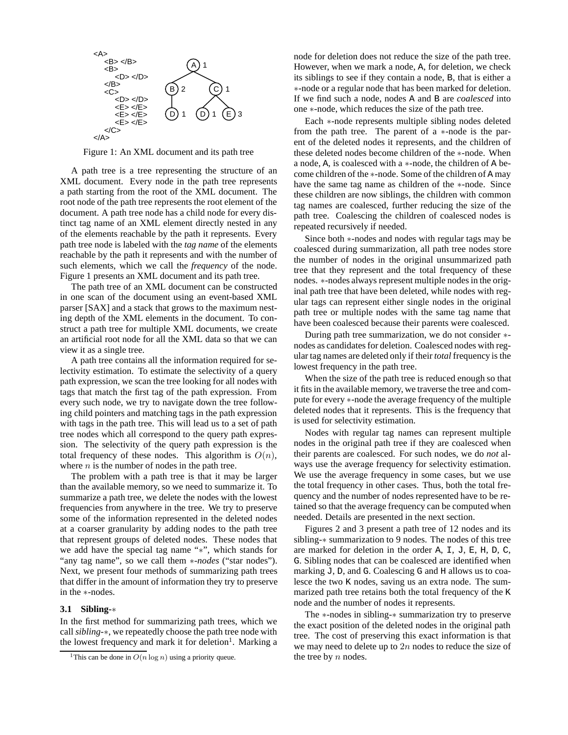```
<A>
    <B> </B>
    <B>
        <D> </D>
    </B>
    <C>
        <D> </D>
        <E> </E>
        <E> </E>
        <E> </E>
    </C>
</A>
```

Figure 1: An XML document and its path tree

A path tree is a tree representing the structure of an XML document. Every node in the path tree represents a path starting from the root of the XML document. The root node of the path tree represents the root element of the document. A path tree node has a child node for every distinct tag name of an XML element directly nested in any of the elements reachable by the path it represents. Every path tree node is labeled with the *tag name* of the elements reachable by the path it represents and with the number of such elements, which we call the *frequency* of the node. Figure 1 presents an XML document and its path tree.

The path tree of an XML document can be constructed in one scan of the document using an event-based XML parser [SAX] and a stack that grows to the maximum nesting depth of the XML elements in the document. To construct a path tree for multiple XML documents, we create an artificial root node for all the XML data so that we can view it as a single tree.

A path tree contains all the information required for selectivity estimation. To estimate the selectivity of a query path expression, we scan the tree looking for all nodes with tags that match the first tag of the path expression. From every such node, we try to navigate down the tree following child pointers and matching tags in the path expression with tags in the path tree. This will lead us to a set of path tree nodes which all correspond to the query path expression. The selectivity of the query path expression is the total frequency of these nodes. This algorithm is $O(n)$, where $n$ is the number of nodes in the path tree.

The problem with a path tree is that it may be larger than the available memory, so we need to summarize it. To summarize a path tree, we delete the nodes with the lowest frequencies from anywhere in the tree. We try to preserve some of the information represented in the deleted nodes at a coarser granularity by adding nodes to the path tree that represent groups of deleted nodes. These nodes that we add have the special tag name "$*$", which stands for "any tag name", so we call them $*$-*nodes* ("star nodes"). Next, we present four methods of summarizing path trees that differ in the amount of information they try to preserve in the $*$-nodes.

### 3.1 Sibling-$*$

In the first method for summarizing path trees, which we call *sibling-$*$*, we repeatedly choose the path tree node with the lowest frequency and mark it for deletion[1]. Marking a node for deletion does not reduce the size of the path tree. However, when we mark a node, A, for deletion, we check its siblings to see if they contain a node, B, that is either a $*$-node or a regular node that has been marked for deletion. If we find such a node, nodes A and B are *coalesced* into one $*$-node, which reduces the size of the path tree.

Each $*$-node represents multiple sibling nodes deleted from the path tree. The parent of a $*$-node is the parent of the deleted nodes it represents, and the children of these deleted nodes become children of the $*$-node. When a node, A, is coalesced with a $*$-node, the children of A become children of the $*$-node. Some of the children of A may have the same tag name as children of the $*$-node. Since these children are now siblings, the children with common tag names are coalesced, further reducing the size of the path tree. Coalescing the children of coalesced nodes is repeated recursively if needed.

Since both $*$-nodes and nodes with regular tags may be coalesced during summarization, all path tree nodes store the number of nodes in the original unsummarized path tree that they represent and the total frequency of these nodes. $*$-nodes always represent multiple nodes in the original path tree that have been deleted, while nodes with regular tags can represent either single nodes in the original path tree or multiple nodes with the same tag name that have been coalesced because their parents were coalesced.

During path tree summarization, we do not consider $*$-nodes as candidates for deletion. Coalesced nodes with regular tag names are deleted only if their *total* frequency is the lowest frequency in the path tree.

When the size of the path tree is reduced enough so that it fits in the available memory, we traverse the tree and compute for every $*$-node the average frequency of the multiple deleted nodes that it represents. This is the frequency that is used for selectivity estimation.

Nodes with regular tag names can represent multiple nodes in the original path tree if they are coalesced when their parents are coalesced. For such nodes, we do *not* always use the average frequency for selectivity estimation. We use the average frequency in some cases, but we use the total frequency in other cases. Thus, both the total frequency and the number of nodes represented have to be retained so that the average frequency can be computed when needed. Details are presented in the next section.

Figures 2 and 3 present a path tree of 12 nodes and its sibling-$*$ summarization to 9 nodes. The nodes of this tree are marked for deletion in the order A, I, J, E, H, D, C, G. Sibling nodes that can be coalesced are identified when marking J, D, and G. Coalescing G and H allows us to coalesce the two K nodes, saving us an extra node. The summarized path tree retains both the total frequency of the K node and the number of nodes it represents.

The $*$-nodes in sibling-$*$ summarization try to preserve the exact position of the deleted nodes in the original path tree. The cost of preserving this exact information is that we may need to delete up to $2n$ nodes to reduce the size of the tree by $n$ nodes.

[1] This can be done in $O(n \log n)$ using a priority queue.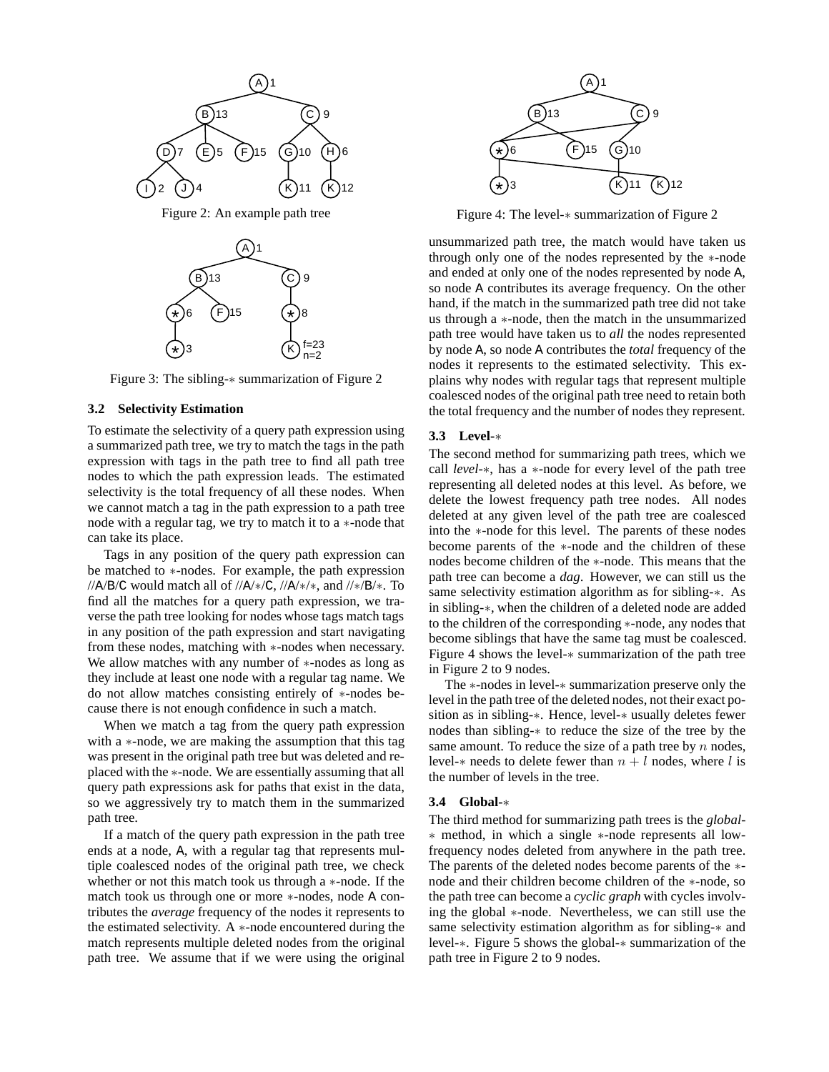Figure 2: An example path tree

Figure 3: The sibling-∗ summarization of Figure 2

### 3.2 Selectivity Estimation

To estimate the selectivity of a query path expression using a summarized path tree, we try to match the tags in the path expression with tags in the path tree to find all path tree nodes to which the path expression leads. The estimated selectivity is the total frequency of all these nodes. When we cannot match a tag in the path expression to a path tree node with a regular tag, we try to match it to a ∗-node that can take its place.

Tags in any position of the query path expression can be matched to ∗-nodes. For example, the path expression //A/B/C would match all of //A/∗/C, //A/∗/∗, and //∗/B/∗. To find all the matches for a query path expression, we traverse the path tree looking for nodes whose tags match tags in any position of the path expression and start navigating from these nodes, matching with ∗-nodes when necessary. We allow matches with any number of ∗-nodes as long as they include at least one node with a regular tag name. We do not allow matches consisting entirely of ∗-nodes because there is not enough confidence in such a match.

When we match a tag from the query path expression with a ∗-node, we are making the assumption that this tag was present in the original path tree but was deleted and replaced with the ∗-node. We are essentially assuming that all query path expressions ask for paths that exist in the data, so we aggressively try to match them in the summarized path tree.

If a match of the query path expression in the path tree ends at a node, A, with a regular tag that represents multiple coalesced nodes of the original path tree, we check whether or not this match took us through a ∗-node. If the match took us through one or more ∗-nodes, node A contributes the *average* frequency of the nodes it represents to the estimated selectivity. A ∗-node encountered during the match represents multiple deleted nodes from the original path tree. We assume that if we were using the original unsummarized path tree, the match would have taken us through only one of the nodes represented by the ∗-node and ended at only one of the nodes represented by node A, so node A contributes its average frequency. On the other hand, if the match in the summarized path tree did not take us through a ∗-node, then the match in the unsummarized path tree would have taken us to *all* the nodes represented by node A, so node A contributes the *total* frequency of the nodes it represents to the estimated selectivity. This explains why nodes with regular tags that represent multiple coalesced nodes of the original path tree need to retain both the total frequency and the number of nodes they represent.

Figure 4: The level-∗ summarization of Figure 2

### 3.3 Level-∗

The second method for summarizing path trees, which we call *level-∗*, has a ∗-node for every level of the path tree representing all deleted nodes at this level. As before, we delete the lowest frequency path tree nodes. All nodes deleted at any given level of the path tree are coalesced into the ∗-node for this level. The parents of these nodes become parents of the ∗-node and the children of these nodes become children of the ∗-node. This means that the path tree can become a *dag*. However, we can still us the same selectivity estimation algorithm as for sibling-∗. As in sibling-∗, when the children of a deleted node are added to the children of the corresponding ∗-node, any nodes that become siblings that have the same tag must be coalesced. Figure 4 shows the level-∗ summarization of the path tree in Figure 2 to 9 nodes.

The ∗-nodes in level-∗ summarization preserve only the level in the path tree of the deleted nodes, not their exact position as in sibling-∗. Hence, level-∗ usually deletes fewer nodes than sibling-∗ to reduce the size of the tree by the same amount. To reduce the size of a path tree by $n$ nodes, level-∗ needs to delete fewer than $n + l$ nodes, where $l$ is the number of levels in the tree.

### 3.4 Global-∗

The third method for summarizing path trees is the *global-∗* method, in which a single ∗-node represents all low-frequency nodes deleted from anywhere in the path tree. The parents of the deleted nodes become parents of the ∗-node and their children become children of the ∗-node, so the path tree can become a *cyclic graph* with cycles involving the global ∗-node. Nevertheless, we can still use the same selectivity estimation algorithm as for sibling-∗ and level-∗. Figure 5 shows the global-∗ summarization of the path tree in Figure 2 to 9 nodes.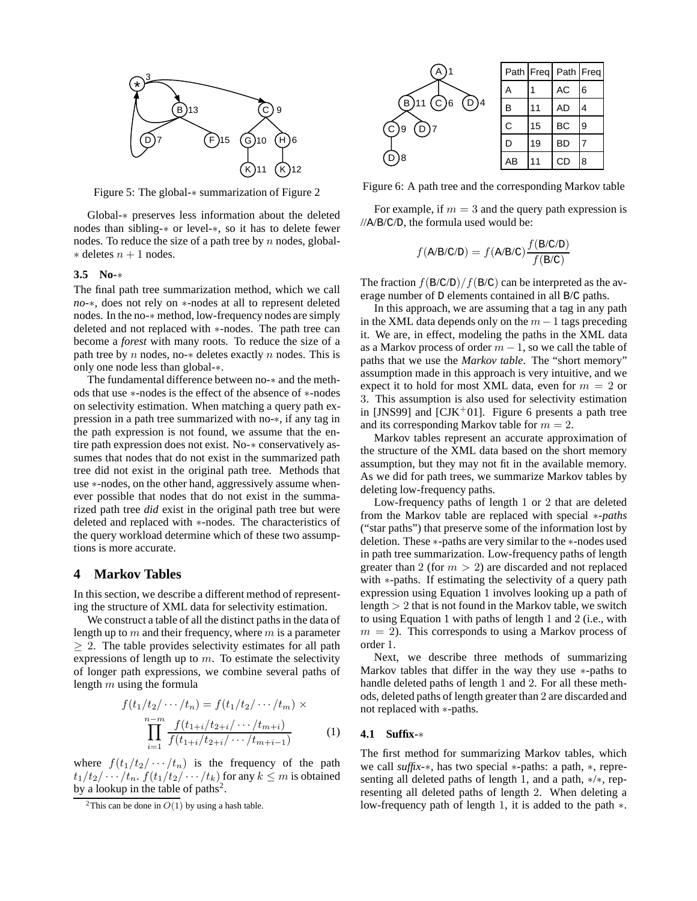Figure 5: The global-$*$ summarization of Figure 2

Global-$*$ preserves less information about the deleted nodes than sibling-$*$ or level-$*$, so it has to delete fewer nodes. To reduce the size of a path tree by $n$ nodes, global-$*$ deletes $n + 1$ nodes.

### 3.5 No-$*$

The final path tree summarization method, which we call *no-$*$*, does not rely on $*$-nodes at all to represent deleted nodes. In the no-$*$ method, low-frequency nodes are simply deleted and not replaced with $*$-nodes. The path tree can become a *forest* with many roots. To reduce the size of a path tree by $n$ nodes, no-$*$ deletes exactly $n$ nodes. This is only one node less than global-$*$.

The fundamental difference between no-$*$ and the methods that use $*$-nodes is the effect of the absence of $*$-nodes on selectivity estimation. When matching a query path expression in a path tree summarized with no-$*$, if any tag in the path expression is not found, we assume that the entire path expression does not exist. No-$*$ conservatively assumes that nodes that do not exist in the summarized path tree did not exist in the original path tree. Methods that use $*$-nodes, on the other hand, aggressively assume whenever possible that nodes that do not exist in the summarized path tree *did* exist in the original path tree but were deleted and replaced with $*$-nodes. The characteristics of the query workload determine which of these two assumptions is more accurate.

## 4 Markov Tables

In this section, we describe a different method of representing the structure of XML data for selectivity estimation.

We construct a table of all the distinct paths in the data of length up to $m$ and their frequency, where $m$ is a parameter $\geq 2$. The table provides selectivity estimates for all path expressions of length up to $m$. To estimate the selectivity of longer path expressions, we combine several paths of length $m$ using the formula

$$f(t_1/t_2/\cdots/t_n) = f(t_1/t_2/\cdots/t_m) \times \prod_{i=1}^{n-m} \frac{f(t_{1+i}/t_{2+i}/\cdots/t_{m+i})}{f(t_{1+i}/t_{2+i}/\cdots/t_{m+i-1})} \quad (1)$$

where $f(t_1/t_2/\cdots/t_n)$ is the frequency of the path $t_1/t_2/\cdots/t_n$. $f(t_1/t_2/\cdots/t_k)$ for any $k \leq m$ is obtained by a lookup in the table of paths[2].

[2] This can be done in $O(1)$ by using a hash table.

| Path | Freq | Path | Freq |
|---|---|---|---|
| A | 1 | AC | 6 |
| B | 11 | AD | 4 |
| C | 15 | BC | 9 |
| D | 19 | BD | 7 |
| AB | 11 | CD | 8 |

Figure 6: A path tree and the corresponding Markov table

For example, if $m = 3$ and the query path expression is //A/B/C/D, the formula used would be:

$$f(\mathsf{A/B/C/D}) = f(\mathsf{A/B/C})\frac{f(\mathsf{B/C/D})}{f(\mathsf{B/C})}$$

The fraction $f(\mathsf{B/C/D})/f(\mathsf{B/C})$ can be interpreted as the average number of D elements contained in all B/C paths.

In this approach, we are assuming that a tag in any path in the XML data depends only on the $m - 1$ tags preceding it. We are, in effect, modeling the paths in the XML data as a Markov process of order $m - 1$, so we call the table of paths that we use the *Markov table*. The "short memory" assumption made in this approach is very intuitive, and we expect it to hold for most XML data, even for $m = 2$ or 3. This assumption is also used for selectivity estimation in [JNS99] and [CJK+01]. Figure 6 presents a path tree and its corresponding Markov table for $m = 2$.

Markov tables represent an accurate approximation of the structure of the XML data based on the short memory assumption, but they may not fit in the available memory. As we did for path trees, we summarize Markov tables by deleting low-frequency paths.

Low-frequency paths of length 1 or 2 that are deleted from the Markov table are replaced with special *$*$-paths* ("star paths") that preserve some of the information lost by deletion. These $*$-paths are very similar to the $*$-nodes used in path tree summarization. Low-frequency paths of length greater than 2 (for $m > 2$) are discarded and not replaced with $*$-paths. If estimating the selectivity of a query path expression using Equation 1 involves looking up a path of length $> 2$ that is not found in the Markov table, we switch to using Equation 1 with paths of length 1 and 2 (i.e., with $m = 2$). This corresponds to using a Markov process of order 1.

Next, we describe three methods of summarizing Markov tables that differ in the way they use $*$-paths to handle deleted paths of length 1 and 2. For all these methods, deleted paths of length greater than 2 are discarded and not replaced with $*$-paths.

### 4.1 Suffix-$*$

The first method for summarizing Markov tables, which we call *suffix-$*$*, has two special $*$-paths: a path, $*$, representing all deleted paths of length 1, and a path, $*/*$, representing all deleted paths of length 2. When deleting a low-frequency path of length 1, it is added to the path $*$.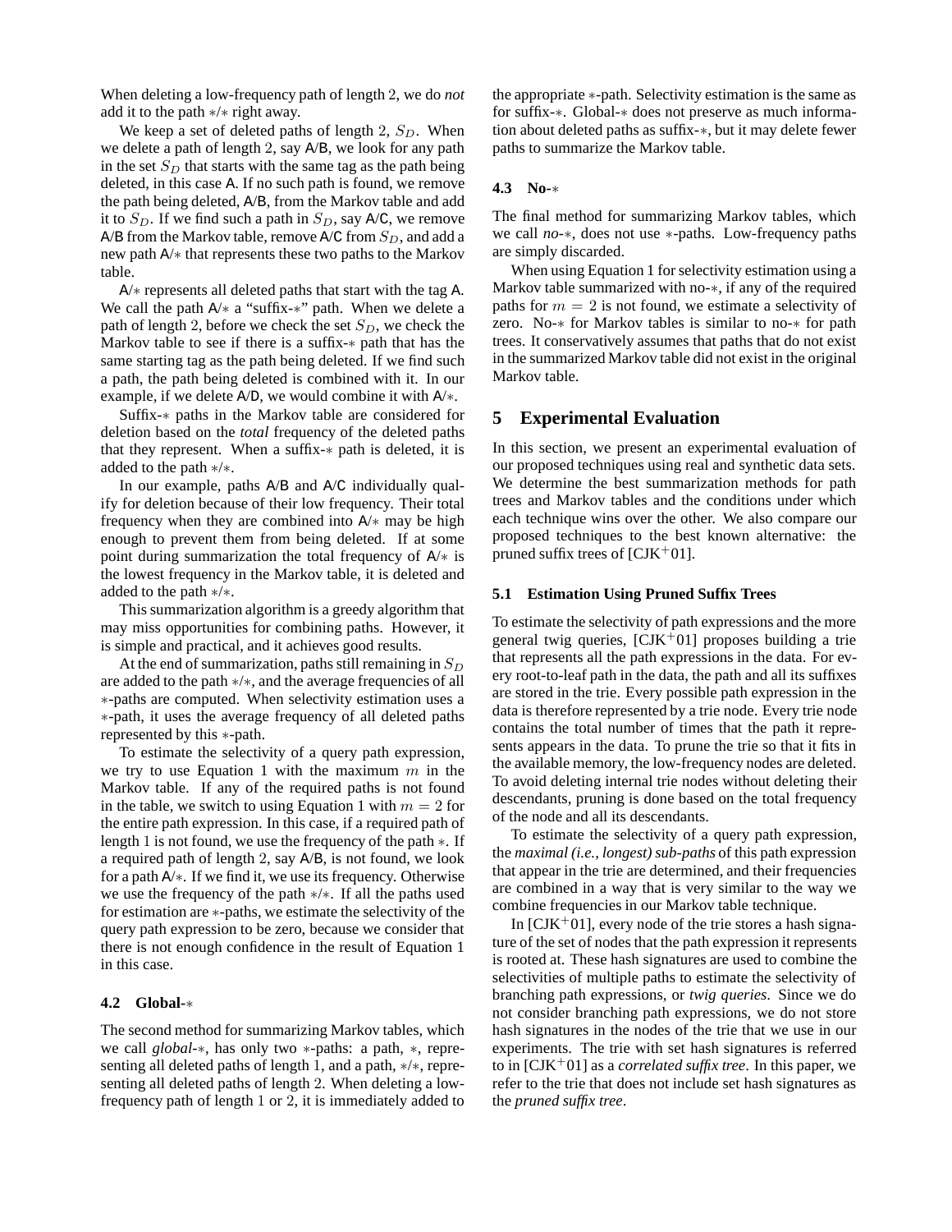When deleting a low-frequency path of length 2, we do *not* add it to the path $*/*$ right away.

We keep a set of deleted paths of length 2, $S_D$. When we delete a path of length 2, say A/B, we look for any path in the set $S_D$ that starts with the same tag as the path being deleted, in this case A. If no such path is found, we remove the path being deleted, A/B, from the Markov table and add it to $S_D$. If we find such a path in $S_D$, say A/C, we remove A/B from the Markov table, remove A/C from $S_D$, and add a new path A/$*$ that represents these two paths to the Markov table.

A/$*$ represents all deleted paths that start with the tag A. We call the path A/$*$ a "suffix-$*$" path. When we delete a path of length 2, before we check the set $S_D$, we check the Markov table to see if there is a suffix-$*$ path that has the same starting tag as the path being deleted. If we find such a path, the path being deleted is combined with it. In our example, if we delete A/D, we would combine it with A/$*$.

Suffix-$*$ paths in the Markov table are considered for deletion based on the *total* frequency of the deleted paths that they represent. When a suffix-$*$ path is deleted, it is added to the path $*/*$.

In our example, paths A/B and A/C individually qualify for deletion because of their low frequency. Their total frequency when they are combined into A/$*$ may be high enough to prevent them from being deleted. If at some point during summarization the total frequency of A/$*$ is the lowest frequency in the Markov table, it is deleted and added to the path $*/*$.

This summarization algorithm is a greedy algorithm that may miss opportunities for combining paths. However, it is simple and practical, and it achieves good results.

At the end of summarization, paths still remaining in $S_D$ are added to the path $*/*$, and the average frequencies of all $*$-paths are computed. When selectivity estimation uses a $*$-path, it uses the average frequency of all deleted paths represented by this $*$-path.

To estimate the selectivity of a query path expression, we try to use Equation 1 with the maximum $m$ in the Markov table. If any of the required paths is not found in the table, we switch to using Equation 1 with $m = 2$ for the entire path expression. In this case, if a required path of length 1 is not found, we use the frequency of the path $*$. If a required path of length 2, say A/B, is not found, we look for a path A/$*$. If we find it, we use its frequency. Otherwise we use the frequency of the path $*/*$. If all the paths used for estimation are $*$-paths, we estimate the selectivity of the query path expression to be zero, because we consider that there is not enough confidence in the result of Equation 1 in this case.

### 4.2 Global-$*$

The second method for summarizing Markov tables, which we call *global*-$*$, has only two $*$-paths: a path, $*$, representing all deleted paths of length 1, and a path, $*/*$, representing all deleted paths of length 2. When deleting a low-frequency path of length 1 or 2, it is immediately added to the appropriate $*$-path. Selectivity estimation is the same as for suffix-$*$. Global-$*$ does not preserve as much information about deleted paths as suffix-$*$, but it may delete fewer paths to summarize the Markov table.

### 4.3 No-$*$

The final method for summarizing Markov tables, which we call *no*-$*$, does not use $*$-paths. Low-frequency paths are simply discarded.

When using Equation 1 for selectivity estimation using a Markov table summarized with no-$*$, if any of the required paths for $m = 2$ is not found, we estimate a selectivity of zero. No-$*$ for Markov tables is similar to no-$*$ for path trees. It conservatively assumes that paths that do not exist in the summarized Markov table did not exist in the original Markov table.

## 5 Experimental Evaluation

In this section, we present an experimental evaluation of our proposed techniques using real and synthetic data sets. We determine the best summarization methods for path trees and Markov tables and the conditions under which each technique wins over the other. We also compare our proposed techniques to the best known alternative: the pruned suffix trees of [CJK+01].

### 5.1 Estimation Using Pruned Suffix Trees

To estimate the selectivity of path expressions and the more general twig queries, [CJK+01] proposes building a trie that represents all the path expressions in the data. For every root-to-leaf path in the data, the path and all its suffixes are stored in the trie. Every possible path expression in the data is therefore represented by a trie node. Every trie node contains the total number of times that the path it represents appears in the data. To prune the trie so that it fits in the available memory, the low-frequency nodes are deleted. To avoid deleting internal trie nodes without deleting their descendants, pruning is done based on the total frequency of the node and all its descendants.

To estimate the selectivity of a query path expression, the *maximal (i.e., longest) sub-paths* of this path expression that appear in the trie are determined, and their frequencies are combined in a way that is very similar to the way we combine frequencies in our Markov table technique.

In [CJK+01], every node of the trie stores a hash signature of the set of nodes that the path expression it represents is rooted at. These hash signatures are used to combine the selectivities of multiple paths to estimate the selectivity of branching path expressions, or *twig queries*. Since we do not consider branching path expressions, we do not store hash signatures in the nodes of the trie that we use in our experiments. The trie with set hash signatures is referred to in [CJK+01] as a *correlated suffix tree*. In this paper, we refer to the trie that does not include set hash signatures as the *pruned suffix tree*.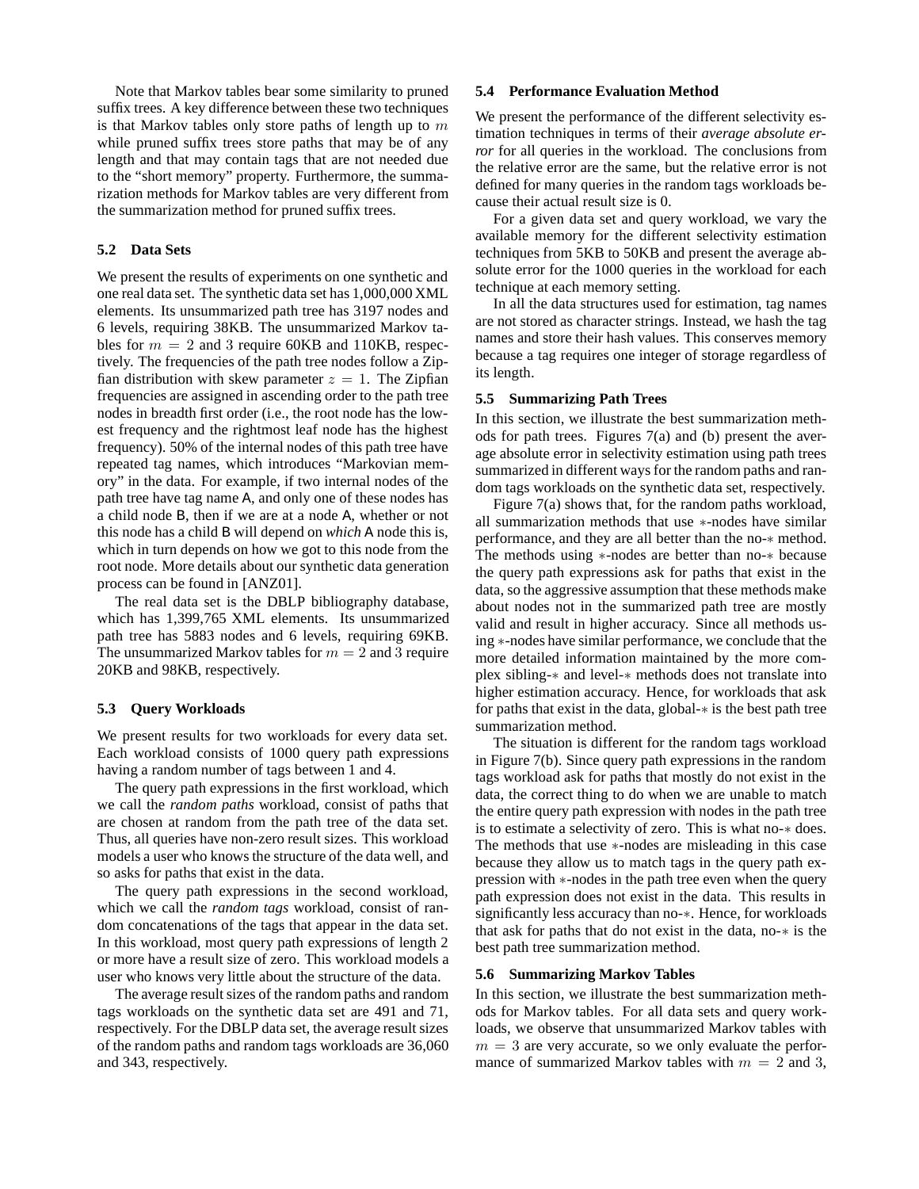Note that Markov tables bear some similarity to pruned suffix trees. A key difference between these two techniques is that Markov tables only store paths of length up to $m$ while pruned suffix trees store paths that may be of any length and that may contain tags that are not needed due to the "short memory" property. Furthermore, the summarization methods for Markov tables are very different from the summarization method for pruned suffix trees.

### 5.2 Data Sets

We present the results of experiments on one synthetic and one real data set. The synthetic data set has 1,000,000 XML elements. Its unsummarized path tree has 3197 nodes and 6 levels, requiring 38KB. The unsummarized Markov tables for $m = 2$ and 3 require 60KB and 110KB, respectively. The frequencies of the path tree nodes follow a Zipfian distribution with skew parameter $z = 1$. The Zipfian frequencies are assigned in ascending order to the path tree nodes in breadth first order (i.e., the root node has the lowest frequency and the rightmost leaf node has the highest frequency). 50% of the internal nodes of this path tree have repeated tag names, which introduces "Markovian memory" in the data. For example, if two internal nodes of the path tree have tag name A, and only one of these nodes has a child node B, then if we are at a node A, whether or not this node has a child B will depend on *which* A node this is, which in turn depends on how we got to this node from the root node. More details about our synthetic data generation process can be found in [ANZ01].

The real data set is the DBLP bibliography database, which has 1,399,765 XML elements. Its unsummarized path tree has 5883 nodes and 6 levels, requiring 69KB. The unsummarized Markov tables for $m = 2$ and 3 require 20KB and 98KB, respectively.

### 5.3 Query Workloads

We present results for two workloads for every data set. Each workload consists of 1000 query path expressions having a random number of tags between 1 and 4.

The query path expressions in the first workload, which we call the *random paths* workload, consist of paths that are chosen at random from the path tree of the data set. Thus, all queries have non-zero result sizes. This workload models a user who knows the structure of the data well, and so asks for paths that exist in the data.

The query path expressions in the second workload, which we call the *random tags* workload, consist of random concatenations of the tags that appear in the data set. In this workload, most query path expressions of length 2 or more have a result size of zero. This workload models a user who knows very little about the structure of the data.

The average result sizes of the random paths and random tags workloads on the synthetic data set are 491 and 71, respectively. For the DBLP data set, the average result sizes of the random paths and random tags workloads are 36,060 and 343, respectively.

### 5.4 Performance Evaluation Method

We present the performance of the different selectivity estimation techniques in terms of their *average absolute error* for all queries in the workload. The conclusions from the relative error are the same, but the relative error is not defined for many queries in the random tags workloads because their actual result size is 0.

For a given data set and query workload, we vary the available memory for the different selectivity estimation techniques from 5KB to 50KB and present the average absolute error for the 1000 queries in the workload for each technique at each memory setting.

In all the data structures used for estimation, tag names are not stored as character strings. Instead, we hash the tag names and store their hash values. This conserves memory because a tag requires one integer of storage regardless of its length.

### 5.5 Summarizing Path Trees

In this section, we illustrate the best summarization methods for path trees. Figures 7(a) and (b) present the average absolute error in selectivity estimation using path trees summarized in different ways for the random paths and random tags workloads on the synthetic data set, respectively.

Figure 7(a) shows that, for the random paths workload, all summarization methods that use $*$-nodes have similar performance, and they are all better than the no-$*$ method. The methods using $*$-nodes are better than no-$*$ because the query path expressions ask for paths that exist in the data, so the aggressive assumption that these methods make about nodes not in the summarized path tree are mostly valid and result in higher accuracy. Since all methods using $*$-nodes have similar performance, we conclude that the more detailed information maintained by the more complex sibling-$*$ and level-$*$ methods does not translate into higher estimation accuracy. Hence, for workloads that ask for paths that exist in the data, global-$*$ is the best path tree summarization method.

The situation is different for the random tags workload in Figure 7(b). Since query path expressions in the random tags workload ask for paths that mostly do not exist in the data, the correct thing to do when we are unable to match the entire query path expression with nodes in the path tree is to estimate a selectivity of zero. This is what no-$*$ does. The methods that use $*$-nodes are misleading in this case because they allow us to match tags in the query path expression with $*$-nodes in the path tree even when the query path expression does not exist in the data. This results in significantly less accuracy than no-$*$. Hence, for workloads that ask for paths that do not exist in the data, no-$*$ is the best path tree summarization method.

### 5.6 Summarizing Markov Tables

In this section, we illustrate the best summarization methods for Markov tables. For all data sets and query workloads, we observe that unsummarized Markov tables with $m = 3$ are very accurate, so we only evaluate the performance of summarized Markov tables with $m = 2$ and 3,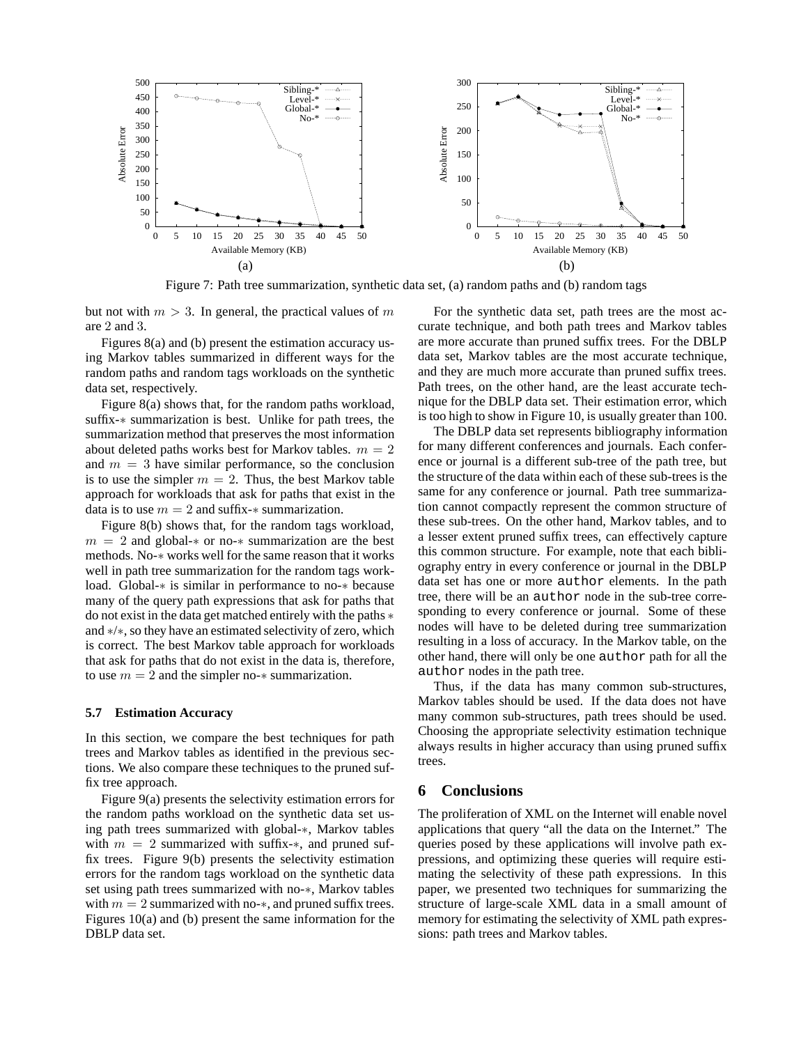Figure 7: Path tree summarization, synthetic data set, (a) random paths and (b) random tags

but not with $m > 3$. In general, the practical values of $m$ are 2 and 3.

Figures 8(a) and (b) present the estimation accuracy using Markov tables summarized in different ways for the random paths and random tags workloads on the synthetic data set, respectively.

Figure 8(a) shows that, for the random paths workload, suffix-$*$ summarization is best. Unlike for path trees, the summarization method that preserves the most information about deleted paths works best for Markov tables. $m = 2$ and $m = 3$ have similar performance, so the conclusion is to use the simpler $m = 2$. Thus, the best Markov table approach for workloads that ask for paths that exist in the data is to use $m = 2$ and suffix-$*$ summarization.

Figure 8(b) shows that, for the random tags workload, $m = 2$ and global-$*$ or no-$*$ summarization are the best methods. No-$*$ works well for the same reason that it works well in path tree summarization for the random tags workload. Global-$*$ is similar in performance to no-$*$ because many of the query path expressions that ask for paths that do not exist in the data get matched entirely with the paths $*$ and $*/*$, so they have an estimated selectivity of zero, which is correct. The best Markov table approach for workloads that ask for paths that do not exist in the data is, therefore, to use $m = 2$ and the simpler no-$*$ summarization.

### 5.7 Estimation Accuracy

In this section, we compare the best techniques for path trees and Markov tables as identified in the previous sections. We also compare these techniques to the pruned suffix tree approach.

Figure 9(a) presents the selectivity estimation errors for the random paths workload on the synthetic data set using path trees summarized with global-$*$, Markov tables with $m = 2$ summarized with suffix-$*$, and pruned suffix trees. Figure 9(b) presents the selectivity estimation errors for the random tags workload on the synthetic data set using path trees summarized with no-$*$, Markov tables with $m = 2$ summarized with no-$*$, and pruned suffix trees. Figures 10(a) and (b) present the same information for the DBLP data set.

For the synthetic data set, path trees are the most accurate technique, and both path trees and Markov tables are more accurate than pruned suffix trees. For the DBLP data set, Markov tables are the most accurate technique, and they are much more accurate than pruned suffix trees. Path trees, on the other hand, are the least accurate technique for the DBLP data set. Their estimation error, which is too high to show in Figure 10, is usually greater than 100.

The DBLP data set represents bibliography information for many different conferences and journals. Each conference or journal is a different sub-tree of the path tree, but the structure of the data within each of these sub-trees is the same for any conference or journal. Path tree summarization cannot compactly represent the common structure of these sub-trees. On the other hand, Markov tables, and to a lesser extent pruned suffix trees, can effectively capture this common structure. For example, note that each bibliography entry in every conference or journal in the DBLP data set has one or more `author` elements. In the path tree, there will be an `author` node in the sub-tree corresponding to every conference or journal. Some of these nodes will have to be deleted during tree summarization resulting in a loss of accuracy. In the Markov table, on the other hand, there will only be one `author` path for all the `author` nodes in the path tree.

Thus, if the data has many common sub-structures, Markov tables should be used. If the data does not have many common sub-structures, path trees should be used. Choosing the appropriate selectivity estimation technique always results in higher accuracy than using pruned suffix trees.

## 6 Conclusions

The proliferation of XML on the Internet will enable novel applications that query "all the data on the Internet." The queries posed by these applications will involve path expressions, and optimizing these queries will require estimating the selectivity of these path expressions. In this paper, we presented two techniques for summarizing the structure of large-scale XML data in a small amount of memory for estimating the selectivity of XML path expressions: path trees and Markov tables.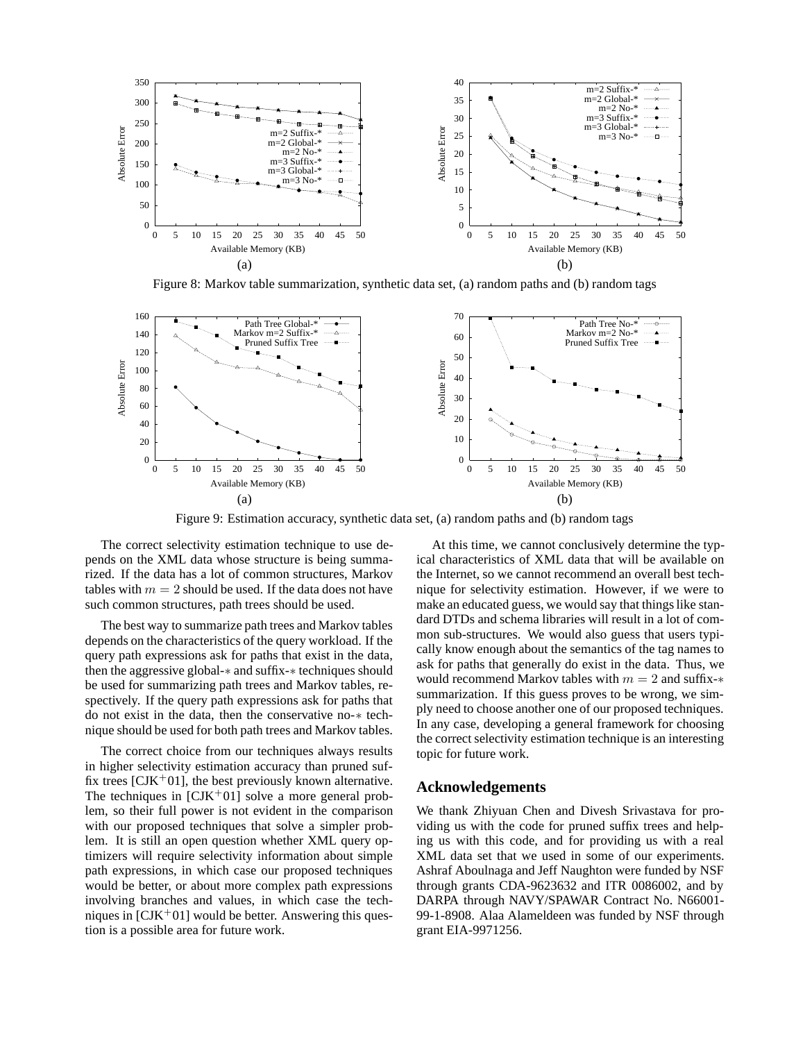Figure 8: Markov table summarization, synthetic data set, (a) random paths and (b) random tags

Figure 9: Estimation accuracy, synthetic data set, (a) random paths and (b) random tags

The correct selectivity estimation technique to use depends on the XML data whose structure is being summarized. If the data has a lot of common structures, Markov tables with $m = 2$ should be used. If the data does not have such common structures, path trees should be used.

The best way to summarize path trees and Markov tables depends on the characteristics of the query workload. If the query path expressions ask for paths that exist in the data, then the aggressive global-$*$ and suffix-$*$ techniques should be used for summarizing path trees and Markov tables, respectively. If the query path expressions ask for paths that do not exist in the data, then the conservative no-$*$ technique should be used for both path trees and Markov tables.

The correct choice from our techniques always results in higher selectivity estimation accuracy than pruned suffix trees [CJK+01], the best previously known alternative. The techniques in [CJK+01] solve a more general problem, so their full power is not evident in the comparison with our proposed techniques that solve a simpler problem. It is still an open question whether XML query optimizers will require selectivity information about simple path expressions, in which case our proposed techniques would be better, or about more complex path expressions involving branches and values, in which case the techniques in [CJK+01] would be better. Answering this question is a possible area for future work.

At this time, we cannot conclusively determine the typical characteristics of XML data that will be available on the Internet, so we cannot recommend an overall best technique for selectivity estimation. However, if we were to make an educated guess, we would say that things like standard DTDs and schema libraries will result in a lot of common sub-structures. We would also guess that users typically know enough about the semantics of the tag names to ask for paths that generally do exist in the data. Thus, we would recommend Markov tables with $m = 2$ and suffix-$*$ summarization. If this guess proves to be wrong, we simply need to choose another one of our proposed techniques. In any case, developing a general framework for choosing the correct selectivity estimation technique is an interesting topic for future work.

## Acknowledgements

We thank Zhiyuan Chen and Divesh Srivastava for providing us with the code for pruned suffix trees and helping us with this code, and for providing us with a real XML data set that we used in some of our experiments. Ashraf Aboulnaga and Jeff Naughton were funded by NSF through grants CDA-9623632 and ITR 0086002, and by DARPA through NAVY/SPAWAR Contract No. N66001-99-1-8908. Alaa Alameldeen was funded by NSF through grant EIA-9971256.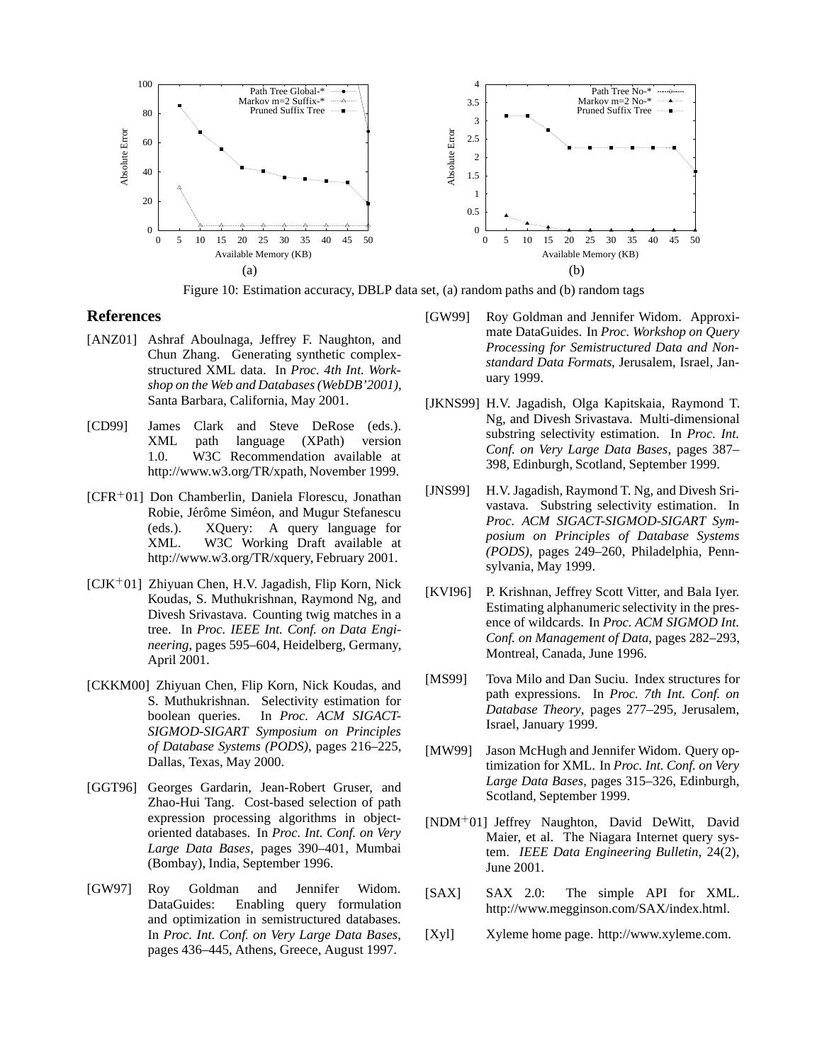100
80
60
40
20
0
Absolute Error
0 5 10 15 20 25 30 35 40 45 50
Available Memory (KB)
Path Tree Global-*
Markov m=2 Suffix-*
Pruned Suffix Tree
(a)

4
3.5
3
2.5
2
1.5
1
0.5
0
Absolute Error
0 5 10 15 20 25 30 35 40 45 50
Available Memory (KB)
Path Tree No-*
Markov m=2 No-*
Pruned Suffix Tree
(b)

Figure 10: Estimation accuracy, DBLP data set, (a) random paths and (b) random tags

## References

[ANZ01] Ashraf Aboulnaga, Jeffrey F. Naughton, and Chun Zhang. Generating synthetic complex-structured XML data. In *Proc. 4th Int. Workshop on the Web and Databases (WebDB'2001)*, Santa Barbara, California, May 2001.

[CD99] James Clark and Steve DeRose (eds.). XML path language (XPath) version 1.0. W3C Recommendation available at http://www.w3.org/TR/xpath, November 1999.

[CFR+01] Don Chamberlin, Daniela Florescu, Jonathan Robie, Jérôme Siméon, and Mugur Stefanescu (eds.). XQuery: A query language for XML. W3C Working Draft available at http://www.w3.org/TR/xquery, February 2001.

[CJK+01] Zhiyuan Chen, H.V. Jagadish, Flip Korn, Nick Koudas, S. Muthukrishnan, Raymond Ng, and Divesh Srivastava. Counting twig matches in a tree. In *Proc. IEEE Int. Conf. on Data Engineering*, pages 595–604, Heidelberg, Germany, April 2001.

[CKKM00] Zhiyuan Chen, Flip Korn, Nick Koudas, and S. Muthukrishnan. Selectivity estimation for boolean queries. In *Proc. ACM SIGACT-SIGMOD-SIGART Symposium on Principles of Database Systems (PODS)*, pages 216–225, Dallas, Texas, May 2000.

[GGT96] Georges Gardarin, Jean-Robert Gruser, and Zhao-Hui Tang. Cost-based selection of path expression processing algorithms in object-oriented databases. In *Proc. Int. Conf. on Very Large Data Bases*, pages 390–401, Mumbai (Bombay), India, September 1996.

[GW97] Roy Goldman and Jennifer Widom. DataGuides: Enabling query formulation and optimization in semistructured databases. In *Proc. Int. Conf. on Very Large Data Bases*, pages 436–445, Athens, Greece, August 1997.

[GW99] Roy Goldman and Jennifer Widom. Approximate DataGuides. In *Proc. Workshop on Query Processing for Semistructured Data and Non-standard Data Formats*, Jerusalem, Israel, January 1999.

[JKNS99] H.V. Jagadish, Olga Kapitskaia, Raymond T. Ng, and Divesh Srivastava. Multi-dimensional substring selectivity estimation. In *Proc. Int. Conf. on Very Large Data Bases*, pages 387–398, Edinburgh, Scotland, September 1999.

[JNS99] H.V. Jagadish, Raymond T. Ng, and Divesh Srivastava. Substring selectivity estimation. In *Proc. ACM SIGACT-SIGMOD-SIGART Symposium on Principles of Database Systems (PODS)*, pages 249–260, Philadelphia, Pennsylvania, May 1999.

[KVI96] P. Krishnan, Jeffrey Scott Vitter, and Bala Iyer. Estimating alphanumeric selectivity in the presence of wildcards. In *Proc. ACM SIGMOD Int. Conf. on Management of Data*, pages 282–293, Montreal, Canada, June 1996.

[MS99] Tova Milo and Dan Suciu. Index structures for path expressions. In *Proc. 7th Int. Conf. on Database Theory*, pages 277–295, Jerusalem, Israel, January 1999.

[MW99] Jason McHugh and Jennifer Widom. Query optimization for XML. In *Proc. Int. Conf. on Very Large Data Bases*, pages 315–326, Edinburgh, Scotland, September 1999.

[NDM+01] Jeffrey Naughton, David DeWitt, David Maier, et al. The Niagara Internet query system. *IEEE Data Engineering Bulletin*, 24(2), June 2001.

[SAX] SAX 2.0: The simple API for XML. http://www.megginson.com/SAX/index.html.

[Xyl] Xyleme home page. http://www.xyleme.com.